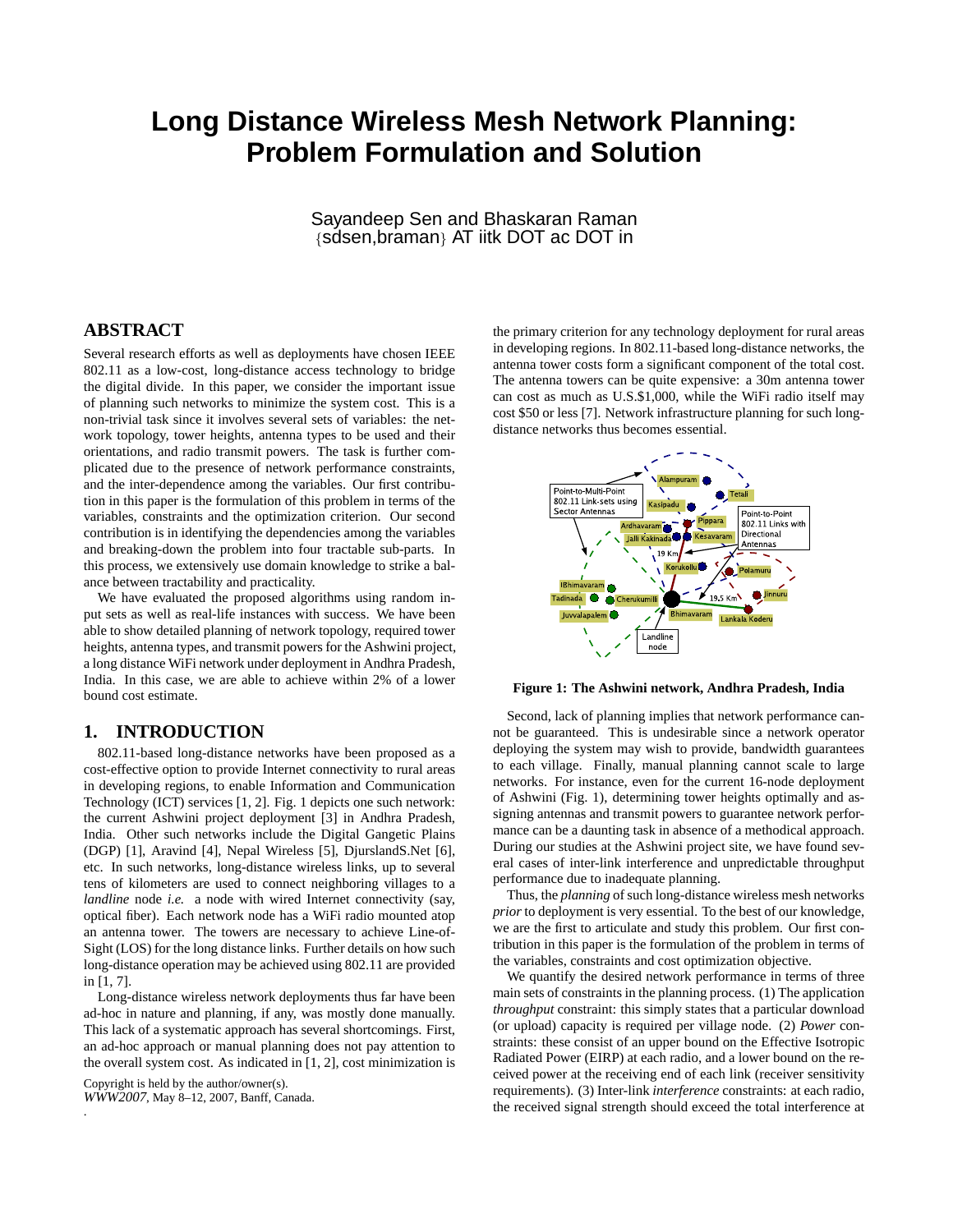# Long Distance Wireless Mesh Network Planning: Problem Formulation and Solution

Sayandeep Sen and Bhaskaran Raman
{sdsen,braman} AT iitk DOT ac DOT in

## ABSTRACT

Several research efforts as well as deployments have chosen IEEE 802.11 as a low-cost, long-distance access technology to bridge the digital divide. In this paper, we consider the important issue of planning such networks to minimize the system cost. This is a non-trivial task since it involves several sets of variables: the network topology, tower heights, antenna types to be used and their orientations, and radio transmit powers. The task is further complicated due to the presence of network performance constraints, and the inter-dependence among the variables. Our first contribution in this paper is the formulation of this problem in terms of the variables, constraints and the optimization criterion. Our second contribution is in identifying the dependencies among the variables and breaking-down the problem into four tractable sub-parts. In this process, we extensively use domain knowledge to strike a balance between tractability and practicality.

We have evaluated the proposed algorithms using random input sets as well as real-life instances with success. We have been able to show detailed planning of network topology, required tower heights, antenna types, and transmit powers for the Ashwini project, a long distance WiFi network under deployment in Andhra Pradesh, India. In this case, we are able to achieve within 2% of a lower bound cost estimate.

## 1. INTRODUCTION

802.11-based long-distance networks have been proposed as a cost-effective option to provide Internet connectivity to rural areas in developing regions, to enable Information and Communication Technology (ICT) services [1, 2]. Fig. 1 depicts one such network: the current Ashwini project deployment [3] in Andhra Pradesh, India. Other such networks include the Digital Gangetic Plains (DGP) [1], Aravind [4], Nepal Wireless [5], DjurslandS.Net [6], etc. In such networks, long-distance wireless links, up to several tens of kilometers are used to connect neighboring villages to a *landline* node *i.e.* a node with wired Internet connectivity (say, optical fiber). Each network node has a WiFi radio mounted atop an antenna tower. The towers are necessary to achieve Line-of-Sight (LOS) for the long distance links. Further details on how such long-distance operation may be achieved using 802.11 are provided in [1, 7].

Long-distance wireless network deployments thus far have been ad-hoc in nature and planning, if any, was mostly done manually. This lack of a systematic approach has several shortcomings. First, an ad-hoc approach or manual planning does not pay attention to the overall system cost. As indicated in [1, 2], cost minimization is the primary criterion for any technology deployment for rural areas in developing regions. In 802.11-based long-distance networks, the antenna tower costs form a significant component of the total cost. The antenna towers can be quite expensive: a 30m antenna tower can cost as much as U.S.$1,000, while the WiFi radio itself may cost $50 or less [7]. Network infrastructure planning for such long-distance networks thus becomes essential.

**Figure 1: The Ashwini network, Andhra Pradesh, India**

Second, lack of planning implies that network performance cannot be guaranteed. This is undesirable since a network operator deploying the system may wish to provide, bandwidth guarantees to each village. Finally, manual planning cannot scale to large networks. For instance, even for the current 16-node deployment of Ashwini (Fig. 1), determining tower heights optimally and assigning antennas and transmit powers to guarantee network performance can be a daunting task in absence of a methodical approach. During our studies at the Ashwini project site, we have found several cases of inter-link interference and unpredictable throughput performance due to inadequate planning.

Thus, the *planning* of such long-distance wireless mesh networks *prior* to deployment is very essential. To the best of our knowledge, we are the first to articulate and study this problem. Our first contribution in this paper is the formulation of the problem in terms of the variables, constraints and cost optimization objective.

We quantify the desired network performance in terms of three main sets of constraints in the planning process. (1) The application *throughput* constraint: this simply states that a particular download (or upload) capacity is required per village node. (2) *Power* constraints: these consist of an upper bound on the Effective Isotropic Radiated Power (EIRP) at each radio, and a lower bound on the received power at the receiving end of each link (receiver sensitivity requirements). (3) Inter-link *interference* constraints: at each radio, the received signal strength should exceed the total interference at

Copyright is held by the author/owner(s).
*WWW2007*, May 8–12, 2007, Banff, Canada.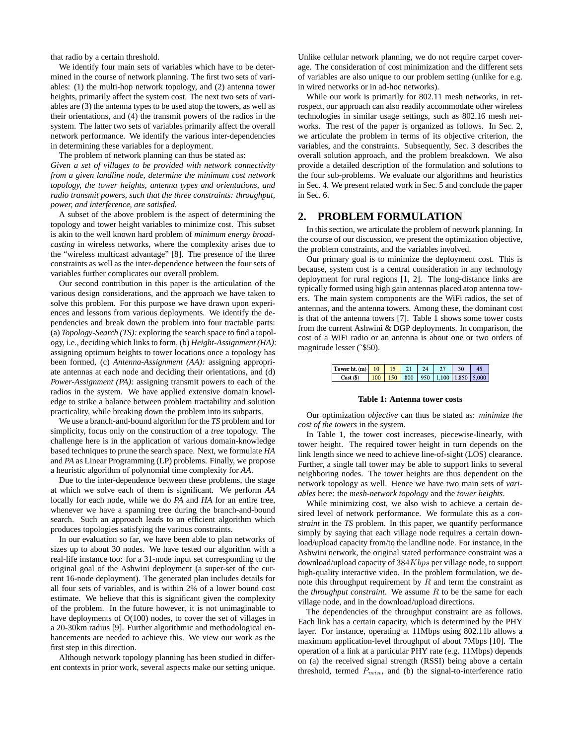that radio by a certain threshold.

We identify four main sets of variables which have to be determined in the course of network planning. The first two sets of variables: (1) the multi-hop network topology, and (2) antenna tower heights, primarily affect the system cost. The next two sets of variables are (3) the antenna types to be used atop the towers, as well as their orientations, and (4) the transmit powers of the radios in the system. The latter two sets of variables primarily affect the overall network performance. We identify the various inter-dependencies in determining these variables for a deployment.

The problem of network planning can thus be stated as:
*Given a set of villages to be provided with network connectivity from a given landline node, determine the minimum cost network topology, the tower heights, antenna types and orientations, and radio transmit powers, such that the three constraints: throughput, power, and interference, are satisfied.*

A subset of the above problem is the aspect of determining the topology and tower height variables to minimize cost. This subset is akin to the well known hard problem of *minimum energy broadcasting* in wireless networks, where the complexity arises due to the "wireless multicast advantage" [8]. The presence of the three constraints as well as the inter-dependence between the four sets of variables further complicates our overall problem.

Our second contribution in this paper is the articulation of the various design considerations, and the approach we have taken to solve this problem. For this purpose we have drawn upon experiences and lessons from various deployments. We identify the dependencies and break down the problem into four tractable parts: (a) *Topology-Search (TS):* exploring the search space to find a topology, i.e., deciding which links to form, (b) *Height-Assignment (HA):* assigning optimum heights to tower locations once a topology has been formed, (c) *Antenna-Assignment (AA):* assigning appropriate antennas at each node and deciding their orientations, and (d) *Power-Assignment (PA):* assigning transmit powers to each of the radios in the system. We have applied extensive domain knowledge to strike a balance between problem tractability and solution practicality, while breaking down the problem into its subparts.

We use a branch-and-bound algorithm for the *TS* problem and for simplicity, focus only on the construction of a *tree* topology. The challenge here is in the application of various domain-knowledge based techniques to prune the search space. Next, we formulate *HA* and *PA* as Linear Programming (LP) problems. Finally, we propose a heuristic algorithm of polynomial time complexity for *AA*.

Due to the inter-dependence between these problems, the stage at which we solve each of them is significant. We perform *AA* locally for each node, while we do *PA* and *HA* for an entire tree, whenever we have a spanning tree during the branch-and-bound search. Such an approach leads to an efficient algorithm which produces topologies satisfying the various constraints.

In our evaluation so far, we have been able to plan networks of sizes up to about 30 nodes. We have tested our algorithm with a real-life instance too: for a 31-node input set corresponding to the original goal of the Ashwini deployment (a super-set of the current 16-node deployment). The generated plan includes details for all four sets of variables, and is within 2% of a lower bound cost estimate. We believe that this is significant given the complexity of the problem. In the future however, it is not unimaginable to have deployments of O(100) nodes, to cover the set of villages in a 20-30km radius [9]. Further algorithmic and methodological enhancements are needed to achieve this. We view our work as the first step in this direction.

Although network topology planning has been studied in different contexts in prior work, several aspects make our setting unique. Unlike cellular network planning, we do not require carpet coverage. The consideration of cost minimization and the different sets of variables are also unique to our problem setting (unlike for e.g. in wired networks or in ad-hoc networks).

While our work is primarily for 802.11 mesh networks, in retrospect, our approach can also readily accommodate other wireless technologies in similar usage settings, such as 802.16 mesh networks. The rest of the paper is organized as follows. In Sec. 2, we articulate the problem in terms of its objective criterion, the variables, and the constraints. Subsequently, Sec. 3 describes the overall solution approach, and the problem breakdown. We also provide a detailed description of the formulation and solutions to the four sub-problems. We evaluate our algorithms and heuristics in Sec. 4. We present related work in Sec. 5 and conclude the paper in Sec. 6.

## 2. PROBLEM FORMULATION

In this section, we articulate the problem of network planning. In the course of our discussion, we present the optimization objective, the problem constraints, and the variables involved.

Our primary goal is to minimize the deployment cost. This is because, system cost is a central consideration in any technology deployment for rural regions [1, 2]. The long-distance links are typically formed using high gain antennas placed atop antenna towers. The main system components are the WiFi radios, the set of antennas, and the antenna towers. Among these, the dominant cost is that of the antenna towers [7]. Table 1 shows some tower costs from the current Ashwini & DGP deployments. In comparison, the cost of a WiFi radio or an antenna is about one or two orders of magnitude lesser (~$50).

| Tower ht. (m) | 10 | 15 | 21 | 24 | 27 | 30 | 45 |
|---|---|---|---|---|---|---|---|
| Cost ($) | 100 | 150 | 800 | 950 | 1,100 | 1,850 | 5,000 |

**Table 1: Antenna tower costs**

Our optimization *objective* can thus be stated as: *minimize the cost of the towers* in the system.

In Table 1, the tower cost increases, piecewise-linearly, with tower height. The required tower height in turn depends on the link length since we need to achieve line-of-sight (LOS) clearance. Further, a single tall tower may be able to support links to several neighboring nodes. The tower heights are thus dependent on the network topology as well. Hence we have two main sets of *variables* here: the *mesh-network topology* and the *tower heights*.

While minimizing cost, we also wish to achieve a certain desired level of network performance. We formulate this as a *constraint* in the *TS* problem. In this paper, we quantify performance simply by saying that each village node requires a certain download/upload capacity from/to the landline node. For instance, in the Ashwini network, the original stated performance constraint was a download/upload capacity of $384Kbps$ per village node, to support high-quality interactive video. In the problem formulation, we denote this throughput requirement by $R$ and term the constraint as the *throughput constraint*. We assume $R$ to be the same for each village node, and in the download/upload directions.

The dependencies of the throughput constraint are as follows. Each link has a certain capacity, which is determined by the PHY layer. For instance, operating at 11Mbps using 802.11b allows a maximum application-level throughput of about 7Mbps [10]. The operation of a link at a particular PHY rate (e.g. 11Mbps) depends on (a) the received signal strength (RSSI) being above a certain threshold, termed $P_{min}$, and (b) the signal-to-interference ratio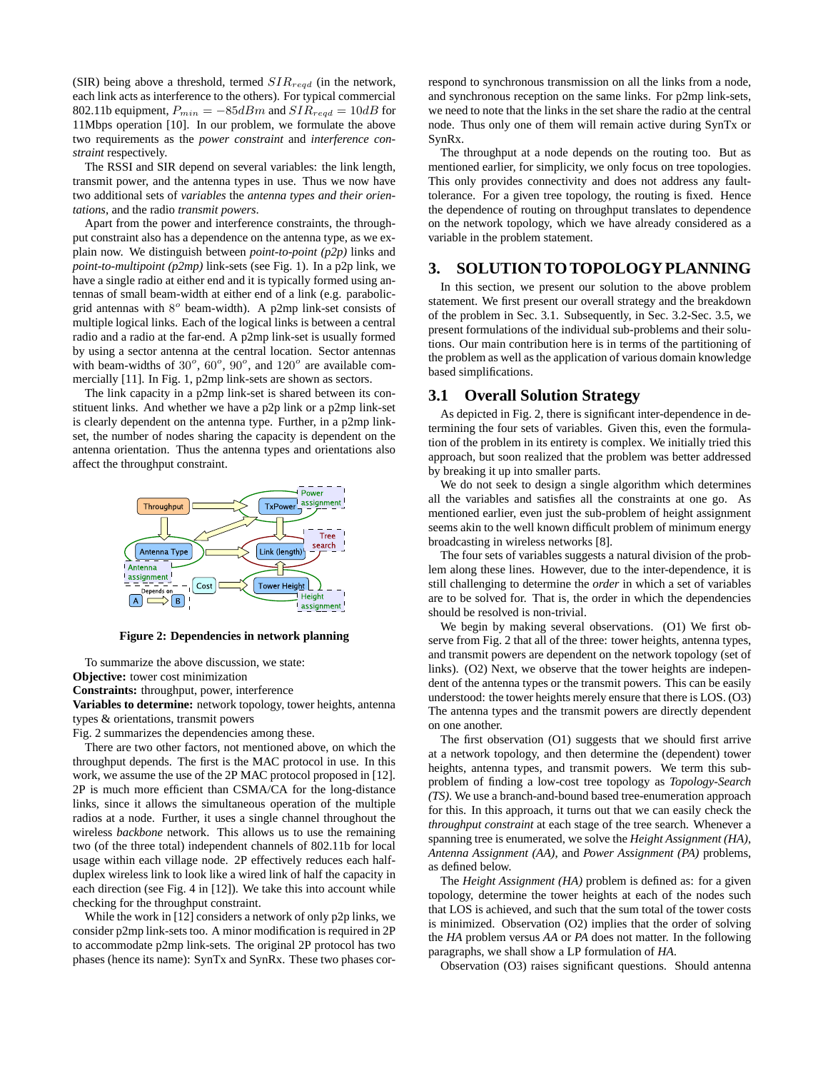(SIR) being above a threshold, termed $SIR_{reqd}$ (in the network, each link acts as interference to the others). For typical commercial 802.11b equipment, $P_{min} = -85dBm$ and $SIR_{reqd} = 10dB$ for 11Mbps operation [10]. In our problem, we formulate the above two requirements as the *power constraint* and *interference constraint* respectively.

The RSSI and SIR depend on several variables: the link length, transmit power, and the antenna types in use. Thus we now have two additional sets of *variables* the *antenna types and their orientations*, and the radio *transmit powers*.

Apart from the power and interference constraints, the throughput constraint also has a dependence on the antenna type, as we explain now. We distinguish between *point-to-point (p2p)* links and *point-to-multipoint (p2mp)* link-sets (see Fig. 1). In a p2p link, we have a single radio at either end and it is typically formed using antennas of small beam-width at either end of a link (e.g. parabolic-grid antennas with $8^o$ beam-width). A p2mp link-set consists of multiple logical links. Each of the logical links is between a central radio and a radio at the far-end. A p2mp link-set is usually formed by using a sector antenna at the central location. Sector antennas with beam-widths of $30^o$, $60^o$, $90^o$, and $120^o$ are available commercially [11]. In Fig. 1, p2mp link-sets are shown as sectors.

The link capacity in a p2mp link-set is shared between its constituent links. And whether we have a p2p link or a p2mp link-set is clearly dependent on the antenna type. Further, in a p2mp link-set, the number of nodes sharing the capacity is dependent on the antenna orientation. Thus the antenna types and orientations also affect the throughput constraint.

Throughput
TxPower
Power assignment
Antenna Type
Link (length)
Tree search
Antenna assignment
Depends on
A
B
Cost
Tower Height
Height assignment

**Figure 2: Dependencies in network planning**

To summarize the above discussion, we state:

**Objective:** tower cost minimization

**Constraints:** throughput, power, interference

**Variables to determine:** network topology, tower heights, antenna types & orientations, transmit powers

Fig. 2 summarizes the dependencies among these.

There are two other factors, not mentioned above, on which the throughput depends. The first is the MAC protocol in use. In this work, we assume the use of the 2P MAC protocol proposed in [12]. 2P is much more efficient than CSMA/CA for the long-distance links, since it allows the simultaneous operation of the multiple radios at a node. Further, it uses a single channel throughout the wireless *backbone* network. This allows us to use the remaining two (of the three total) independent channels of 802.11b for local usage within each village node. 2P effectively reduces each half-duplex wireless link to look like a wired link of half the capacity in each direction (see Fig. 4 in [12]). We take this into account while checking for the throughput constraint.

While the work in [12] considers a network of only p2p links, we consider p2mp link-sets too. A minor modification is required in 2P to accommodate p2mp link-sets. The original 2P protocol has two phases (hence its name): SynTx and SynRx. These two phases correspond to synchronous transmission on all the links from a node, and synchronous reception on the same links. For p2mp link-sets, we need to note that the links in the set share the radio at the central node. Thus only one of them will remain active during SynTx or SynRx.

The throughput at a node depends on the routing too. But as mentioned earlier, for simplicity, we only focus on tree topologies. This only provides connectivity and does not address any fault-tolerance. For a given tree topology, the routing is fixed. Hence the dependence of routing on throughput translates to dependence on the network topology, which we have already considered as a variable in the problem statement.

# 3. SOLUTION TO TOPOLOGY PLANNING

In this section, we present our solution to the above problem statement. We first present our overall strategy and the breakdown of the problem in Sec. 3.1. Subsequently, in Sec. 3.2-Sec. 3.5, we present formulations of the individual sub-problems and their solutions. Our main contribution here is in terms of the partitioning of the problem as well as the application of various domain knowledge based simplifications.

## 3.1 Overall Solution Strategy

As depicted in Fig. 2, there is significant inter-dependence in determining the four sets of variables. Given this, even the formulation of the problem in its entirety is complex. We initially tried this approach, but soon realized that the problem was better addressed by breaking it up into smaller parts.

We do not seek to design a single algorithm which determines all the variables and satisfies all the constraints at one go. As mentioned earlier, even just the sub-problem of height assignment seems akin to the well known difficult problem of minimum energy broadcasting in wireless networks [8].

The four sets of variables suggests a natural division of the problem along these lines. However, due to the inter-dependence, it is still challenging to determine the *order* in which a set of variables are to be solved for. That is, the order in which the dependencies should be resolved is non-trivial.

We begin by making several observations. (O1) We first observe from Fig. 2 that all of the three: tower heights, antenna types, and transmit powers are dependent on the network topology (set of links). (O2) Next, we observe that the tower heights are independent of the antenna types or the transmit powers. This can be easily understood: the tower heights merely ensure that there is LOS. (O3) The antenna types and the transmit powers are directly dependent on one another.

The first observation (O1) suggests that we should first arrive at a network topology, and then determine the (dependent) tower heights, antenna types, and transmit powers. We term this sub-problem of finding a low-cost tree topology as *Topology-Search (TS)*. We use a branch-and-bound based tree-enumeration approach for this. In this approach, it turns out that we can easily check the *throughput constraint* at each stage of the tree search. Whenever a spanning tree is enumerated, we solve the *Height Assignment (HA)*, *Antenna Assignment (AA)*, and *Power Assignment (PA)* problems, as defined below.

The *Height Assignment (HA)* problem is defined as: for a given topology, determine the tower heights at each of the nodes such that LOS is achieved, and such that the sum total of the tower costs is minimized. Observation (O2) implies that the order of solving the *HA* problem versus *AA* or *PA* does not matter. In the following paragraphs, we shall show a LP formulation of *HA*.

Observation (O3) raises significant questions. Should antenna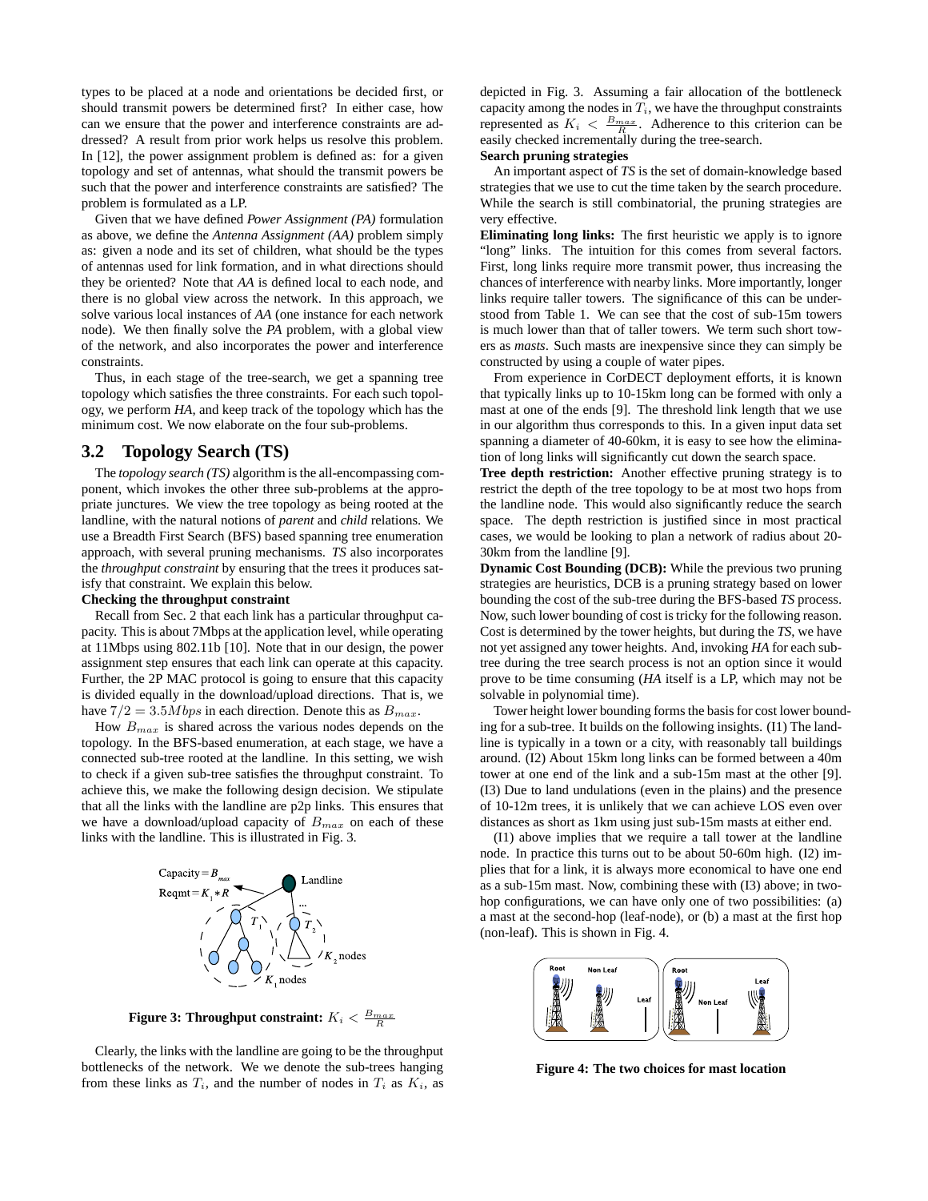types to be placed at a node and orientations be decided first, or should transmit powers be determined first? In either case, how can we ensure that the power and interference constraints are addressed? A result from prior work helps us resolve this problem. In [12], the power assignment problem is defined as: for a given topology and set of antennas, what should the transmit powers be such that the power and interference constraints are satisfied? The problem is formulated as a LP.

Given that we have defined *Power Assignment (PA)* formulation as above, we define the *Antenna Assignment (AA)* problem simply as: given a node and its set of children, what should be the types of antennas used for link formation, and in what directions should they be oriented? Note that *AA* is defined local to each node, and there is no global view across the network. In this approach, we solve various local instances of *AA* (one instance for each network node). We then finally solve the *PA* problem, with a global view of the network, and also incorporates the power and interference constraints.

Thus, in each stage of the tree-search, we get a spanning tree topology which satisfies the three constraints. For each such topology, we perform *HA*, and keep track of the topology which has the minimum cost. We now elaborate on the four sub-problems.

## 3.2 Topology Search (TS)

The *topology search (TS)* algorithm is the all-encompassing component, which invokes the other three sub-problems at the appropriate junctures. We view the tree topology as being rooted at the landline, with the natural notions of *parent* and *child* relations. We use a Breadth First Search (BFS) based spanning tree enumeration approach, with several pruning mechanisms. *TS* also incorporates the *throughput constraint* by ensuring that the trees it produces satisfy that constraint. We explain this below.

**Checking the throughput constraint**

Recall from Sec. 2 that each link has a particular throughput capacity. This is about 7Mbps at the application level, while operating at 11Mbps using 802.11b [10]. Note that in our design, the power assignment step ensures that each link can operate at this capacity. Further, the 2P MAC protocol is going to ensure that this capacity is divided equally in the download/upload directions. That is, we have $7/2 = 3.5Mbps$ in each direction. Denote this as $B_{max}$.

How $B_{max}$ is shared across the various nodes depends on the topology. In the BFS-based enumeration, at each stage, we have a connected sub-tree rooted at the landline. In this setting, we wish to check if a given sub-tree satisfies the throughput constraint. To achieve this, we make the following design decision. We stipulate that all the links with the landline are p2p links. This ensures that we have a download/upload capacity of $B_{max}$ on each of these links with the landline. This is illustrated in Fig. 3.

Capacity = $B_{max}$
Reqmt = $K_1 * R$
Landline
$T_1$
$T_2$
$K_2$ nodes
$K_1$ nodes

**Figure 3: Throughput constraint:** $K_i < \frac{B_{max}}{R}$

Clearly, the links with the landline are going to be the throughput bottlenecks of the network. We we denote the sub-trees hanging from these links as $T_i$, and the number of nodes in $T_i$ as $K_i$, as depicted in Fig. 3. Assuming a fair allocation of the bottleneck capacity among the nodes in $T_i$, we have the throughput constraints represented as $K_i < \frac{B_{max}}{R}$. Adherence to this criterion can be easily checked incrementally during the tree-search.

**Search pruning strategies**

An important aspect of *TS* is the set of domain-knowledge based strategies that we use to cut the time taken by the search procedure. While the search is still combinatorial, the pruning strategies are very effective.

**Eliminating long links:** The first heuristic we apply is to ignore "long" links. The intuition for this comes from several factors. First, long links require more transmit power, thus increasing the chances of interference with nearby links. More importantly, longer links require taller towers. The significance of this can be understood from Table 1. We can see that the cost of sub-15m towers is much lower than that of taller towers. We term such short towers as *masts*. Such masts are inexpensive since they can simply be constructed by using a couple of water pipes.

From experience in CorDECT deployment efforts, it is known that typically links up to 10-15km long can be formed with only a mast at one of the ends [9]. The threshold link length that we use in our algorithm thus corresponds to this. In a given input data set spanning a diameter of 40-60km, it is easy to see how the elimination of long links will significantly cut down the search space.

**Tree depth restriction:** Another effective pruning strategy is to restrict the depth of the tree topology to be at most two hops from the landline node. This would also significantly reduce the search space. The depth restriction is justified since in most practical cases, we would be looking to plan a network of radius about 20-30km from the landline [9].

**Dynamic Cost Bounding (DCB):** While the previous two pruning strategies are heuristics, DCB is a pruning strategy based on lower bounding the cost of the sub-tree during the BFS-based *TS* process. Now, such lower bounding of cost is tricky for the following reason. Cost is determined by the tower heights, but during the *TS*, we have not yet assigned any tower heights. And, invoking *HA* for each subtree during the tree search process is not an option since it would prove to be time consuming (*HA* itself is a LP, which may not be solvable in polynomial time).

Tower height lower bounding forms the basis for cost lower bounding for a sub-tree. It builds on the following insights. (I1) The landline is typically in a town or a city, with reasonably tall buildings around. (I2) About 15km long links can be formed between a 40m tower at one end of the link and a sub-15m mast at the other [9]. (I3) Due to land undulations (even in the plains) and the presence of 10-12m trees, it is unlikely that we can achieve LOS even over distances as short as 1km using just sub-15m masts at either end.

(I1) above implies that we require a tall tower at the landline node. In practice this turns out to be about 50-60m high. (I2) implies that for a link, it is always more economical to have one end as a sub-15m mast. Now, combining these with (I3) above; in two-hop configurations, we can have only one of two possibilities: (a) a mast at the second-hop (leaf-node), or (b) a mast at the first hop (non-leaf). This is shown in Fig. 4.

Root
Non Leaf
Leaf
Root
Non Leaf
Leaf

**Figure 4: The two choices for mast location**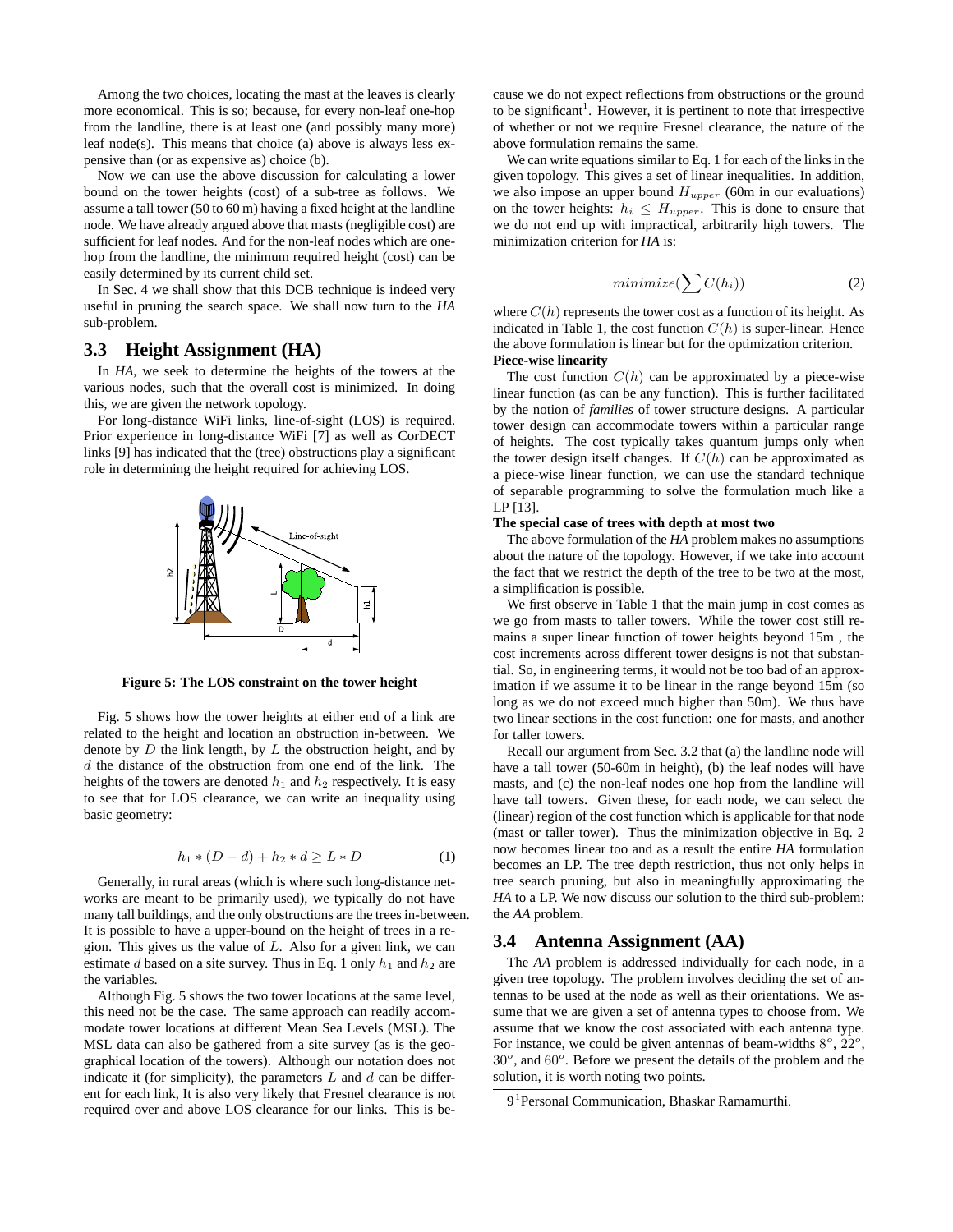Among the two choices, locating the mast at the leaves is clearly more economical. This is so; because, for every non-leaf one-hop from the landline, there is at least one (and possibly many more) leaf node(s). This means that choice (a) above is always less expensive than (or as expensive as) choice (b).

Now we can use the above discussion for calculating a lower bound on the tower heights (cost) of a sub-tree as follows. We assume a tall tower (50 to 60 m) having a fixed height at the landline node. We have already argued above that masts (negligible cost) are sufficient for leaf nodes. And for the non-leaf nodes which are one-hop from the landline, the minimum required height (cost) can be easily determined by its current child set.

In Sec. 4 we shall show that this DCB technique is indeed very useful in pruning the search space. We shall now turn to the *HA* sub-problem.

## 3.3 Height Assignment (HA)

In *HA*, we seek to determine the heights of the towers at the various nodes, such that the overall cost is minimized. In doing this, we are given the network topology.

For long-distance WiFi links, line-of-sight (LOS) is required. Prior experience in long-distance WiFi [7] as well as CorDECT links [9] has indicated that the (tree) obstructions play a significant role in determining the height required for achieving LOS.

Line-of-sight

h2

L

h1

D

d

**Figure 5: The LOS constraint on the tower height**

Fig. 5 shows how the tower heights at either end of a link are related to the height and location an obstruction in-between. We denote by $D$ the link length, by $L$ the obstruction height, and by $d$ the distance of the obstruction from one end of the link. The heights of the towers are denoted $h_1$ and $h_2$ respectively. It is easy to see that for LOS clearance, we can write an inequality using basic geometry:

$$h_1 * (D - d) + h_2 * d \geq L * D \quad (1)$$

Generally, in rural areas (which is where such long-distance networks are meant to be primarily used), we typically do not have many tall buildings, and the only obstructions are the trees in-between. It is possible to have a upper-bound on the height of trees in a region. This gives us the value of $L$. Also for a given link, we can estimate $d$ based on a site survey. Thus in Eq. 1 only $h_1$ and $h_2$ are the variables.

Although Fig. 5 shows the two tower locations at the same level, this need not be the case. The same approach can readily accommodate tower locations at different Mean Sea Levels (MSL). The MSL data can also be gathered from a site survey (as is the geographical location of the towers). Although our notation does not indicate it (for simplicity), the parameters $L$ and $d$ can be different for each link, It is also very likely that Fresnel clearance is not required over and above LOS clearance for our links. This is because we do not expect reflections from obstructions or the ground to be significant[1]. However, it is pertinent to note that irrespective of whether or not we require Fresnel clearance, the nature of the above formulation remains the same.

We can write equations similar to Eq. 1 for each of the links in the given topology. This gives a set of linear inequalities. In addition, we also impose an upper bound $H_{upper}$ (60m in our evaluations) on the tower heights: $h_i \leq H_{upper}$. This is done to ensure that we do not end up with impractical, arbitrarily high towers. The minimization criterion for *HA* is:

$$minimize(\sum C(h_i)) \quad (2)$$

where $C(h)$ represents the tower cost as a function of its height. As indicated in Table 1, the cost function $C(h)$ is super-linear. Hence the above formulation is linear but for the optimization criterion.

**Piece-wise linearity**

The cost function $C(h)$ can be approximated by a piece-wise linear function (as can be any function). This is further facilitated by the notion of *families* of tower structure designs. A particular tower design can accommodate towers within a particular range of heights. The cost typically takes quantum jumps only when the tower design itself changes. If $C(h)$ can be approximated as a piece-wise linear function, we can use the standard technique of separable programming to solve the formulation much like a LP [13].

**The special case of trees with depth at most two**

The above formulation of the *HA* problem makes no assumptions about the nature of the topology. However, if we take into account the fact that we restrict the depth of the tree to be two at the most, a simplification is possible.

We first observe in Table 1 that the main jump in cost comes as we go from masts to taller towers. While the tower cost still remains a super linear function of tower heights beyond 15m , the cost increments across different tower designs is not that substantial. So, in engineering terms, it would not be too bad of an approximation if we assume it to be linear in the range beyond 15m (so long as we do not exceed much higher than 50m). We thus have two linear sections in the cost function: one for masts, and another for taller towers.

Recall our argument from Sec. 3.2 that (a) the landline node will have a tall tower (50-60m in height), (b) the leaf nodes will have masts, and (c) the non-leaf nodes one hop from the landline will have tall towers. Given these, for each node, we can select the (linear) region of the cost function which is applicable for that node (mast or taller tower). Thus the minimization objective in Eq. 2 now becomes linear too and as a result the entire *HA* formulation becomes an LP. The tree depth restriction, thus not only helps in tree search pruning, but also in meaningfully approximating the *HA* to a LP. We now discuss our solution to the third sub-problem: the *AA* problem.

## 3.4 Antenna Assignment (AA)

The *AA* problem is addressed individually for each node, in a given tree topology. The problem involves deciding the set of antennas to be used at the node as well as their orientations. We assume that we are given a set of antenna types to choose from. We assume that we know the cost associated with each antenna type. For instance, we could be given antennas of beam-widths $8^o$, $22^o$, $30^o$, and $60^o$. Before we present the details of the problem and the solution, it is worth noting two points.

[1] Personal Communication, Bhaskar Ramamurthi.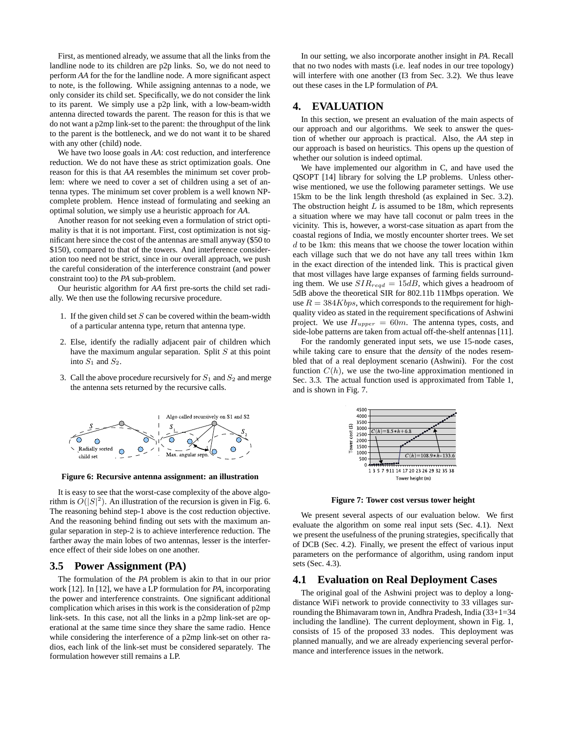First, as mentioned already, we assume that all the links from the landline node to its children are p2p links. So, we do not need to perform *AA* for the for the landline node. A more significant aspect to note, is the following. While assigning antennas to a node, we only consider its child set. Specifically, we do not consider the link to its parent. We simply use a p2p link, with a low-beam-width antenna directed towards the parent. The reason for this is that we do not want a p2mp link-set to the parent: the throughput of the link to the parent is the bottleneck, and we do not want it to be shared with any other (child) node.

We have two loose goals in *AA*: cost reduction, and interference reduction. We do not have these as strict optimization goals. One reason for this is that *AA* resembles the minimum set cover problem: where we need to cover a set of children using a set of antenna types. The minimum set cover problem is a well known NP-complete problem. Hence instead of formulating and seeking an optimal solution, we simply use a heuristic approach for *AA*.

Another reason for not seeking even a formulation of strict optimality is that it is not important. First, cost optimization is not significant here since the cost of the antennas are small anyway ($50 to $150), compared to that of the towers. And interference consideration too need not be strict, since in our overall approach, we push the careful consideration of the interference constraint (and power constraint too) to the *PA* sub-problem.

Our heuristic algorithm for *AA* first pre-sorts the child set radially. We then use the following recursive procedure.

1. If the given child set $S$ can be covered within the beam-width of a particular antenna type, return that antenna type.
2. Else, identify the radially adjacent pair of children which have the maximum angular separation. Split $S$ at this point into $S_1$ and $S_2$.
3. Call the above procedure recursively for $S_1$ and $S_2$ and merge the antenna sets returned by the recursive calls.

S
Radially sorted child set
Algo called recursively on S1 and S2
S1
S2
Max. angular sepn.

**Figure 6: Recursive antenna assignment: an illustration**

It is easy to see that the worst-case complexity of the above algorithm is $O(|S|^2)$. An illustration of the recursion is given in Fig. 6. The reasoning behind step-1 above is the cost reduction objective. And the reasoning behind finding out sets with the maximum angular separation in step-2 is to achieve interference reduction. The farther away the main lobes of two antennas, lesser is the interference effect of their side lobes on one another.

## 3.5 Power Assignment (PA)

The formulation of the *PA* problem is akin to that in our prior work [12]. In [12], we have a LP formulation for *PA*, incorporating the power and interference constraints. One significant additional complication which arises in this work is the consideration of p2mp link-sets. In this case, not all the links in a p2mp link-set are operational at the same time since they share the same radio. Hence while considering the interference of a p2mp link-set on other radios, each link of the link-set must be considered separately. The formulation however still remains a LP.

In our setting, we also incorporate another insight in *PA*. Recall that no two nodes with masts (i.e. leaf nodes in our tree topology) will interfere with one another (I3 from Sec. 3.2). We thus leave out these cases in the LP formulation of *PA*.

# 4. EVALUATION

In this section, we present an evaluation of the main aspects of our approach and our algorithms. We seek to answer the question of whether our approach is practical. Also, the *AA* step in our approach is based on heuristics. This opens up the question of whether our solution is indeed optimal.

We have implemented our algorithm in C, and have used the QSOPT [14] library for solving the LP problems. Unless otherwise mentioned, we use the following parameter settings. We use 15km to be the link length threshold (as explained in Sec. 3.2). The obstruction height $L$ is assumed to be 18m, which represents a situation where we may have tall coconut or palm trees in the vicinity. This is, however, a worst-case situation as apart from the coastal regions of India, we mostly encounter shorter trees. We set $d$ to be 1km: this means that we choose the tower location within each village such that we do not have any tall trees within 1km in the exact direction of the intended link. This is practical given that most villages have large expanses of farming fields surrounding them. We use $SIR_{reqd} = 15dB$, which gives a headroom of 5dB above the theoretical SIR for 802.11b 11Mbps operation. We use $R = 384Kbps$, which corresponds to the requirement for high-quality video as stated in the requirement specifications of Ashwini project. We use $H_{upper} = 60m$. The antenna types, costs, and side-lobe patterns are taken from actual off-the-shelf antennas [11].

For the randomly generated input sets, we use 15-node cases, while taking care to ensure that the *density* of the nodes resembled that of a real deployment scenario (Ashwini). For the cost function $C(h)$, we use the two-line approximation mentioned in Sec. 3.3. The actual function used is approximated from Table 1, and is shown in Fig. 7.

Tower cost ($)
4500
4000
3500
3000
2500
2000
1500
1000
500
0
$C(h)=8.5*h+6.8$
$C(h)=108.9*h-133.6$
1 3 5 7 9 11 14 17 20 23 26 29 32 35 38
Tower height (m)

**Figure 7: Tower cost versus tower height**

We present several aspects of our evaluation below. We first evaluate the algorithm on some real input sets (Sec. 4.1). Next we present the usefulness of the pruning strategies, specifically that of DCB (Sec. 4.2). Finally, we present the effect of various input parameters on the performance of algorithm, using random input sets (Sec. 4.3).

## 4.1 Evaluation on Real Deployment Cases

The original goal of the Ashwini project was to deploy a long-distance WiFi network to provide connectivity to 33 villages surrounding the Bhimavaram town in, Andhra Pradesh, India (33+1=34 including the landline). The current deployment, shown in Fig. 1, consists of 15 of the proposed 33 nodes. This deployment was planned manually, and we are already experiencing several performance and interference issues in the network.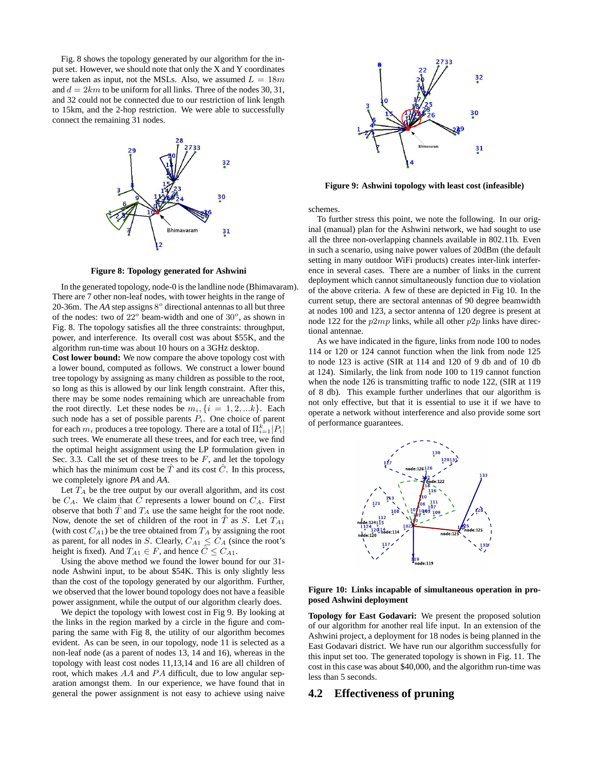Fig. 8 shows the topology generated by our algorithm for the input set. However, we should note that only the X and Y coordinates were taken as input, not the MSLs. Also, we assumed $L = 18m$ and $d = 2km$ to be uniform for all links. Three of the nodes 30, 31, and 32 could not be connected due to our restriction of link length to 15km, and the 2-hop restriction. We were able to successfully connect the remaining 31 nodes.

29
28
2733
30
32
3
8
15
14 23
30
9
11
6
24
1
2
10
36
7
Bhimavaram
31
12

**Figure 8: Topology generated for Ashwini**

In the generated topology, node-0 is the landline node (Bhimavaram). There are 7 other non-leaf nodes, with tower heights in the range of 20-36m. The *AA* step assigns $8^o$ directional antennas to all but three of the nodes: two of $22^o$ beam-width and one of $30^o$, as shown in Fig. 8. The topology satisfies all the three constraints: throughput, power, and interference. Its overall cost was about \$55K, and the algorithm run-time was about 10 hours on a 3GHz desktop.

**Cost lower bound:** We now compare the above topology cost with a lower bound, computed as follows. We construct a lower bound tree topology by assigning as many children as possible to the root, so long as this is allowed by our link length constraint. After this, there may be some nodes remaining which are unreachable from the root directly. Let these nodes be $m_i, \{i = 1, 2, ...k\}$. Each such node has a set of possible parents $P_i$. One choice of parent for each $m_i$ produces a tree topology. There are a total of $\Pi_{i=1}^{k}|P_i|$ such trees. We enumerate all these trees, and for each tree, we find the optimal height assignment using the LP formulation given in Sec. 3.3. Call the set of these trees to be $F$, and let the topology which has the minimum cost be $\hat{T}$ and its cost $\hat{C}$. In this process, we completely ignore *PA* and *AA*.

Let $T_A$ be the tree output by our overall algorithm, and its cost be $C_A$. We claim that $\hat{C}$ represents a lower bound on $C_A$. First observe that both $\hat{T}$ and $T_A$ use the same height for the root node. Now, denote the set of children of the root in $\hat{T}$ as $S$. Let $T_{A1}$ (with cost $C_{A1}$) be the tree obtained from $T_A$ by assigning the root as parent, for all nodes in $S$. Clearly, $C_{A1} \leq C_A$ (since the root's height is fixed). And $T_{A1} \in F$, and hence $\hat{C} \leq C_{A1}$.

Using the above method we found the lower bound for our 31-node Ashwini input, to be about \$54K. This is only slightly less than the cost of the topology generated by our algorithm. Further, we observed that the lower bound topology does not have a feasible power assignment, while the output of our algorithm clearly does.

We depict the topology with lowest cost in Fig 9. By looking at the links in the region marked by a circle in the figure and comparing the same with Fig 8, the utility of our algorithm becomes evident. As can be seen, in our topology, node 11 is selected as a non-leaf node (as a parent of nodes 13, 14 and 16), whereas in the topology with least cost nodes 11,13,14 and 16 are all children of root, which makes $AA$ and $PA$ difficult, due to low angular separation amongst them. In our experience, we have found that in general the power assignment is not easy to achieve using naive schemes.

8
2733
22
32
20
19
24
17
3
10
18
25
15
26
30
6
4
1
29
2
7
Bhimavaram
31
14

**Figure 9: Ashwini topology with least cost (infeasible)**

To further stress this point, we note the following. In our original (manual) plan for the Ashwini network, we had sought to use all the three non-overlapping channels available in 802.11b. Even in such a scenario, using naive power values of 20dBm (the default setting in many outdoor WiFi products) creates inter-link interference in several cases. There are a number of links in the current deployment which cannot simultaneously function due to violation of the above criteria. A few of these are depicted in Fig 10. In the current setup, there are sectoral antennas of 90 degree beamwidth at nodes 100 and 123, a sector antenna of 120 degree is present at node 122 for the $p2mp$ links, while all other $p2p$ links have directional antennae.

As we have indicated in the figure, links from node 100 to nodes 114 or 120 or 124 cannot function when the link from node 125 to node 123 is active (SIR at 114 and 120 of 9 db and of 10 db at 124). Similarly, the link from node 100 to 119 cannot function when the node 126 is transmitting traffic to node 122, (SIR at 119 of 8 db). This example further underlines that our algorithm is not only effective, but that it is essential to use it if we have to operate a network without interference and also provide some sort of performance guarantees.

130
127
129131
node:126 126
133
122
node:122
118
116
113
110
121
106 111
107
108
109
128
112
124
115
node:124
120
114
node:114
node:125
node:120
node:123
117
132
119
node:119

**Figure 10: Links incapable of simultaneous operation in proposed Ashwini deployment**

**Topology for East Godavari:** We present the proposed solution of our algorithm for another real life input. In an extension of the Ashwini project, a deployment for 18 nodes is being planned in the East Godavari district. We have run our algorithm successfully for this input set too. The generated topology is shown in Fig. 11. The cost in this case was about \$40,000, and the algorithm run-time was less than 5 seconds.

## 4.2 Effectiveness of pruning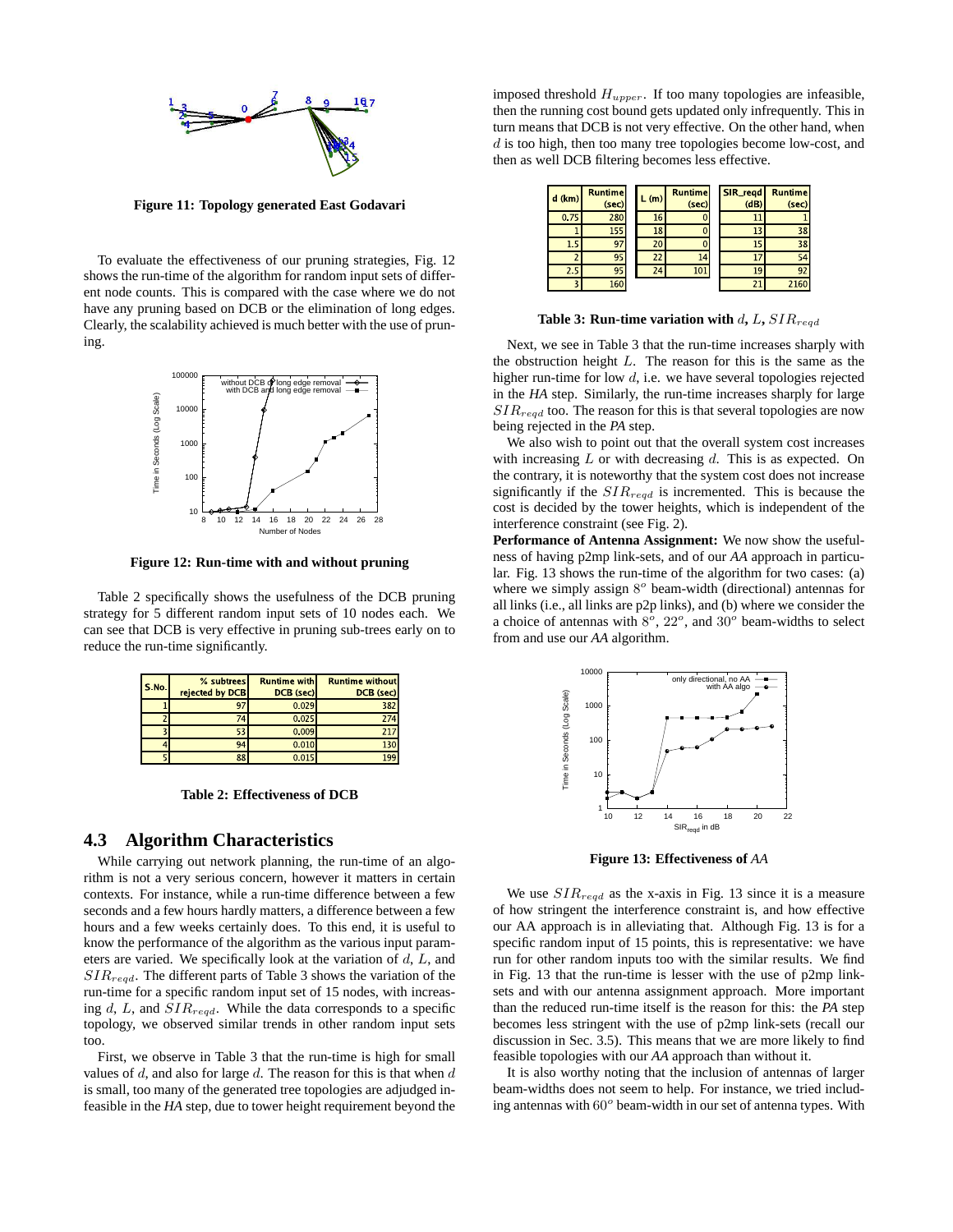Figure 11: Topology generated East Godavari

To evaluate the effectiveness of our pruning strategies, Fig. 12 shows the run-time of the algorithm for random input sets of different node counts. This is compared with the case where we do not have any pruning based on DCB or the elimination of long edges. Clearly, the scalability achieved is much better with the use of pruning.

Time in Seconds (Log Scale)
Number of Nodes
without DCB or long edge removal
with DCB and long edge removal

**Figure 12: Run-time with and without pruning**

Table 2 specifically shows the usefulness of the DCB pruning strategy for 5 different random input sets of 10 nodes each. We can see that DCB is very effective in pruning sub-trees early on to reduce the run-time significantly.

| S.No. | % subtrees rejected by DCB | Runtime with DCB (sec) | Runtime without DCB (sec) |
|---|---|---|---|
| 1 | 97 | 0.029 | 382 |
| 2 | 74 | 0.025 | 274 |
| 3 | 53 | 0.009 | 217 |
| 4 | 94 | 0.010 | 130 |
| 5 | 88 | 0.015 | 199 |

**Table 2: Effectiveness of DCB**

## 4.3 Algorithm Characteristics

While carrying out network planning, the run-time of an algorithm is not a very serious concern, however it matters in certain contexts. For instance, while a run-time difference between a few seconds and a few hours hardly matters, a difference between a few hours and a few weeks certainly does. To this end, it is useful to know the performance of the algorithm as the various input parameters are varied. We specifically look at the variation of $d$, $L$, and $SIR_{reqd}$. The different parts of Table 3 shows the variation of the run-time for a specific random input set of 15 nodes, with increasing $d$, $L$, and $SIR_{reqd}$. While the data corresponds to a specific topology, we observed similar trends in other random input sets too.

First, we observe in Table 3 that the run-time is high for small values of $d$, and also for large $d$. The reason for this is that when $d$ is small, too many of the generated tree topologies are adjudged infeasible in the *HA* step, due to tower height requirement beyond the imposed threshold $H_{upper}$. If too many topologies are infeasible, then the running cost bound gets updated only infrequently. This in turn means that DCB is not very effective. On the other hand, when $d$ is too high, then too many tree topologies become low-cost, and then as well DCB filtering becomes less effective.

| d (km) | Runtime (sec) |
|---|---|
| 0.75 | 280 |
| 1 | 155 |
| 1.5 | 97 |
| 2 | 95 |
| 2.5 | 95 |
| 3 | 160 |

| L (m) | Runtime (sec) |
|---|---|
| 16 | 0 |
| 18 | 0 |
| 20 | 0 |
| 22 | 14 |
| 24 | 101 |

| SIR_reqd (dB) | Runtime (sec) |
|---|---|
| 11 | 1 |
| 13 | 38 |
| 15 | 38 |
| 17 | 54 |
| 19 | 92 |
| 21 | 2160 |

**Table 3: Run-time variation with $d$, $L$, $SIR_{reqd}$**

Next, we see in Table 3 that the run-time increases sharply with the obstruction height $L$. The reason for this is the same as the higher run-time for low $d$, i.e. we have several topologies rejected in the *HA* step. Similarly, the run-time increases sharply for large $SIR_{reqd}$ too. The reason for this is that several topologies are now being rejected in the *PA* step.

We also wish to point out that the overall system cost increases with increasing $L$ or with decreasing $d$. This is as expected. On the contrary, it is noteworthy that the system cost does not increase significantly if the $SIR_{reqd}$ is incremented. This is because the cost is decided by the tower heights, which is independent of the interference constraint (see Fig. 2).

**Performance of Antenna Assignment:** We now show the usefulness of having p2mp link-sets, and of our *AA* approach in particular. Fig. 13 shows the run-time of the algorithm for two cases: (a) where we simply assign $8^o$ beam-width (directional) antennas for all links (i.e., all links are p2p links), and (b) where we consider the a choice of antennas with $8^o$, $22^o$, and $30^o$ beam-widths to select from and use our *AA* algorithm.

Time in Seconds (Log Scale)
$SIR_{reqd}$ in dB
only directional, no AA
with AA algo

**Figure 13: Effectiveness of *AA***

We use $SIR_{reqd}$ as the x-axis in Fig. 13 since it is a measure of how stringent the interference constraint is, and how effective our AA approach is in alleviating that. Although Fig. 13 is for a specific random input of 15 points, this is representative: we have run for other random inputs too with the similar results. We find in Fig. 13 that the run-time is lesser with the use of p2mp link-sets and with our antenna assignment approach. More important than the reduced run-time itself is the reason for this: the *PA* step becomes less stringent with the use of p2mp link-sets (recall our discussion in Sec. 3.5). This means that we are more likely to find feasible topologies with our *AA* approach than without it.

It is also worthy noting that the inclusion of antennas of larger beam-widths does not seem to help. For instance, we tried including antennas with $60^o$ beam-width in our set of antenna types. With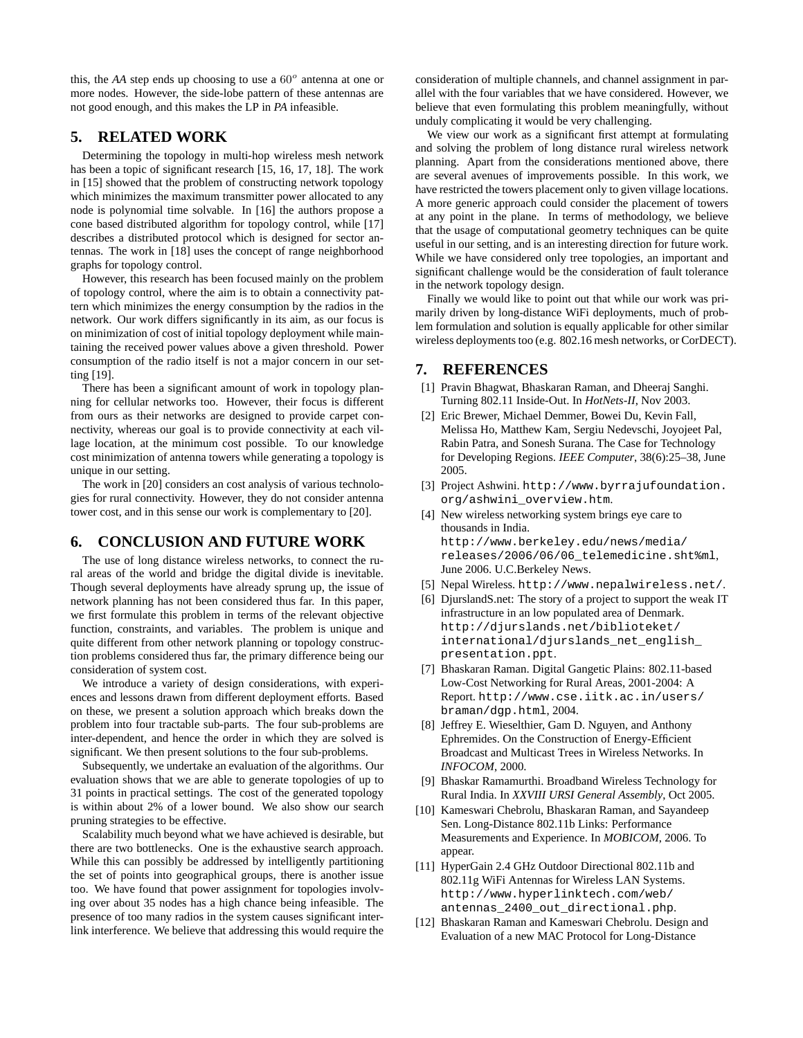this, the *AA* step ends up choosing to use a $60^o$ antenna at one or more nodes. However, the side-lobe pattern of these antennas are not good enough, and this makes the LP in *PA* infeasible.

## 5. RELATED WORK

Determining the topology in multi-hop wireless mesh network has been a topic of significant research [15, 16, 17, 18]. The work in [15] showed that the problem of constructing network topology which minimizes the maximum transmitter power allocated to any node is polynomial time solvable. In [16] the authors propose a cone based distributed algorithm for topology control, while [17] describes a distributed protocol which is designed for sector antennas. The work in [18] uses the concept of range neighborhood graphs for topology control.

However, this research has been focused mainly on the problem of topology control, where the aim is to obtain a connectivity pattern which minimizes the energy consumption by the radios in the network. Our work differs significantly in its aim, as our focus is on minimization of cost of initial topology deployment while maintaining the received power values above a given threshold. Power consumption of the radio itself is not a major concern in our setting [19].

There has been a significant amount of work in topology planning for cellular networks too. However, their focus is different from ours as their networks are designed to provide carpet connectivity, whereas our goal is to provide connectivity at each village location, at the minimum cost possible. To our knowledge cost minimization of antenna towers while generating a topology is unique in our setting.

The work in [20] considers an cost analysis of various technologies for rural connectivity. However, they do not consider antenna tower cost, and in this sense our work is complementary to [20].

## 6. CONCLUSION AND FUTURE WORK

The use of long distance wireless networks, to connect the rural areas of the world and bridge the digital divide is inevitable. Though several deployments have already sprung up, the issue of network planning has not been considered thus far. In this paper, we first formulate this problem in terms of the relevant objective function, constraints, and variables. The problem is unique and quite different from other network planning or topology construction problems considered thus far, the primary difference being our consideration of system cost.

We introduce a variety of design considerations, with experiences and lessons drawn from different deployment efforts. Based on these, we present a solution approach which breaks down the problem into four tractable sub-parts. The four sub-problems are inter-dependent, and hence the order in which they are solved is significant. We then present solutions to the four sub-problems.

Subsequently, we undertake an evaluation of the algorithms. Our evaluation shows that we are able to generate topologies of up to 31 points in practical settings. The cost of the generated topology is within about 2% of a lower bound. We also show our search pruning strategies to be effective.

Scalability much beyond what we have achieved is desirable, but there are two bottlenecks. One is the exhaustive search approach. While this can possibly be addressed by intelligently partitioning the set of points into geographical groups, there is another issue too. We have found that power assignment for topologies involving over about 35 nodes has a high chance being infeasible. The presence of too many radios in the system causes significant interlink interference. We believe that addressing this would require the consideration of multiple channels, and channel assignment in parallel with the four variables that we have considered. However, we believe that even formulating this problem meaningfully, without unduly complicating it would be very challenging.

We view our work as a significant first attempt at formulating and solving the problem of long distance rural wireless network planning. Apart from the considerations mentioned above, there are several avenues of improvements possible. In this work, we have restricted the towers placement only to given village locations. A more generic approach could consider the placement of towers at any point in the plane. In terms of methodology, we believe that the usage of computational geometry techniques can be quite useful in our setting, and is an interesting direction for future work. While we have considered only tree topologies, an important and significant challenge would be the consideration of fault tolerance in the network topology design.

Finally we would like to point out that while our work was primarily driven by long-distance WiFi deployments, much of problem formulation and solution is equally applicable for other similar wireless deployments too (e.g. 802.16 mesh networks, or CorDECT).

## 7. REFERENCES

[1] Pravin Bhagwat, Bhaskaran Raman, and Dheeraj Sanghi. Turning 802.11 Inside-Out. In *HotNets-II*, Nov 2003.

[2] Eric Brewer, Michael Demmer, Bowei Du, Kevin Fall, Melissa Ho, Matthew Kam, Sergiu Nedevschi, Joyojeet Pal, Rabin Patra, and Sonesh Surana. The Case for Technology for Developing Regions. *IEEE Computer*, 38(6):25–38, June 2005.

[3] Project Ashwini. http://www.byrrajufoundation.org/ashwini_overview.htm.

[4] New wireless networking system brings eye care to thousands in India. http://www.berkeley.edu/news/media/releases/2006/06/06_telemedicine.sht%ml, June 2006. U.C.Berkeley News.

[5] Nepal Wireless. http://www.nepalwireless.net/.

[6] DjurslandS.net: The story of a project to support the weak IT infrastructure in an low populated area of Denmark. http://djurslands.net/biblioteket/international/djurslands_net_english_presentation.ppt.

[7] Bhaskaran Raman. Digital Gangetic Plains: 802.11-based Low-Cost Networking for Rural Areas, 2001-2004: A Report. http://www.cse.iitk.ac.in/users/braman/dgp.html, 2004.

[8] Jeffrey E. Wieselthier, Gam D. Nguyen, and Anthony Ephremides. On the Construction of Energy-Efficient Broadcast and Multicast Trees in Wireless Networks. In *INFOCOM*, 2000.

[9] Bhaskar Ramamurthi. Broadband Wireless Technology for Rural India. In *XXVIII URSI General Assembly*, Oct 2005.

[10] Kameswari Chebrolu, Bhaskaran Raman, and Sayandeep Sen. Long-Distance 802.11b Links: Performance Measurements and Experience. In *MOBICOM*, 2006. To appear.

[11] HyperGain 2.4 GHz Outdoor Directional 802.11b and 802.11g WiFi Antennas for Wireless LAN Systems. http://www.hyperlinktech.com/web/antennas_2400_out_directional.php.

[12] Bhaskaran Raman and Kameswari Chebrolu. Design and Evaluation of a new MAC Protocol for Long-Distance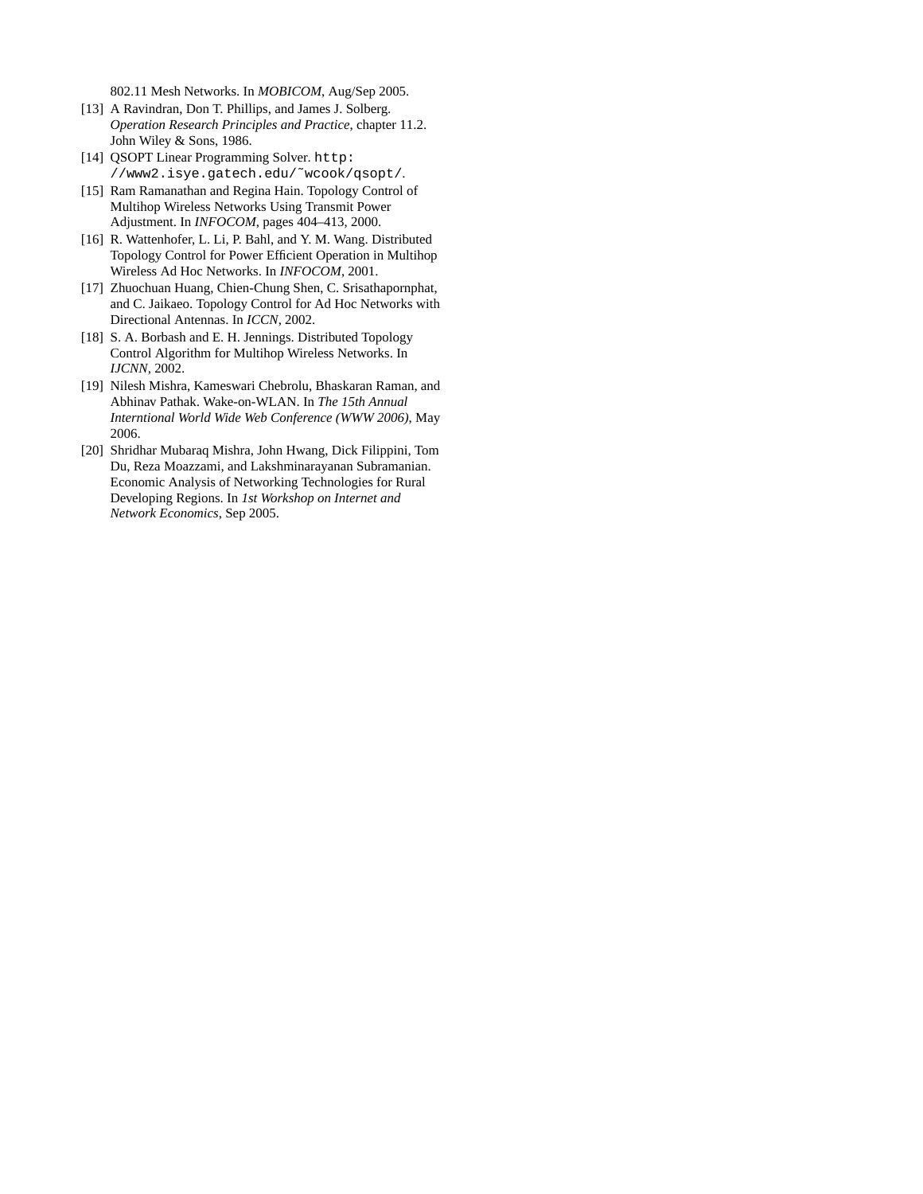802.11 Mesh Networks. In *MOBICOM*, Aug/Sep 2005.

[13] A Ravindran, Don T. Phillips, and James J. Solberg. *Operation Research Principles and Practice*, chapter 11.2. John Wiley & Sons, 1986.

[14] QSOPT Linear Programming Solver. `http://www2.isye.gatech.edu/~wcook/qsopt/`.

[15] Ram Ramanathan and Regina Hain. Topology Control of Multihop Wireless Networks Using Transmit Power Adjustment. In *INFOCOM*, pages 404–413, 2000.

[16] R. Wattenhofer, L. Li, P. Bahl, and Y. M. Wang. Distributed Topology Control for Power Efficient Operation in Multihop Wireless Ad Hoc Networks. In *INFOCOM*, 2001.

[17] Zhuochuan Huang, Chien-Chung Shen, C. Srisathapornphat, and C. Jaikaeo. Topology Control for Ad Hoc Networks with Directional Antennas. In *ICCN*, 2002.

[18] S. A. Borbash and E. H. Jennings. Distributed Topology Control Algorithm for Multihop Wireless Networks. In *IJCNN*, 2002.

[19] Nilesh Mishra, Kameswari Chebrolu, Bhaskaran Raman, and Abhinav Pathak. Wake-on-WLAN. In *The 15th Annual Interntional World Wide Web Conference (WWW 2006)*, May 2006.

[20] Shridhar Mubaraq Mishra, John Hwang, Dick Filippini, Tom Du, Reza Moazzami, and Lakshminarayanan Subramanian. Economic Analysis of Networking Technologies for Rural Developing Regions. In *1st Workshop on Internet and Network Economics*, Sep 2005.